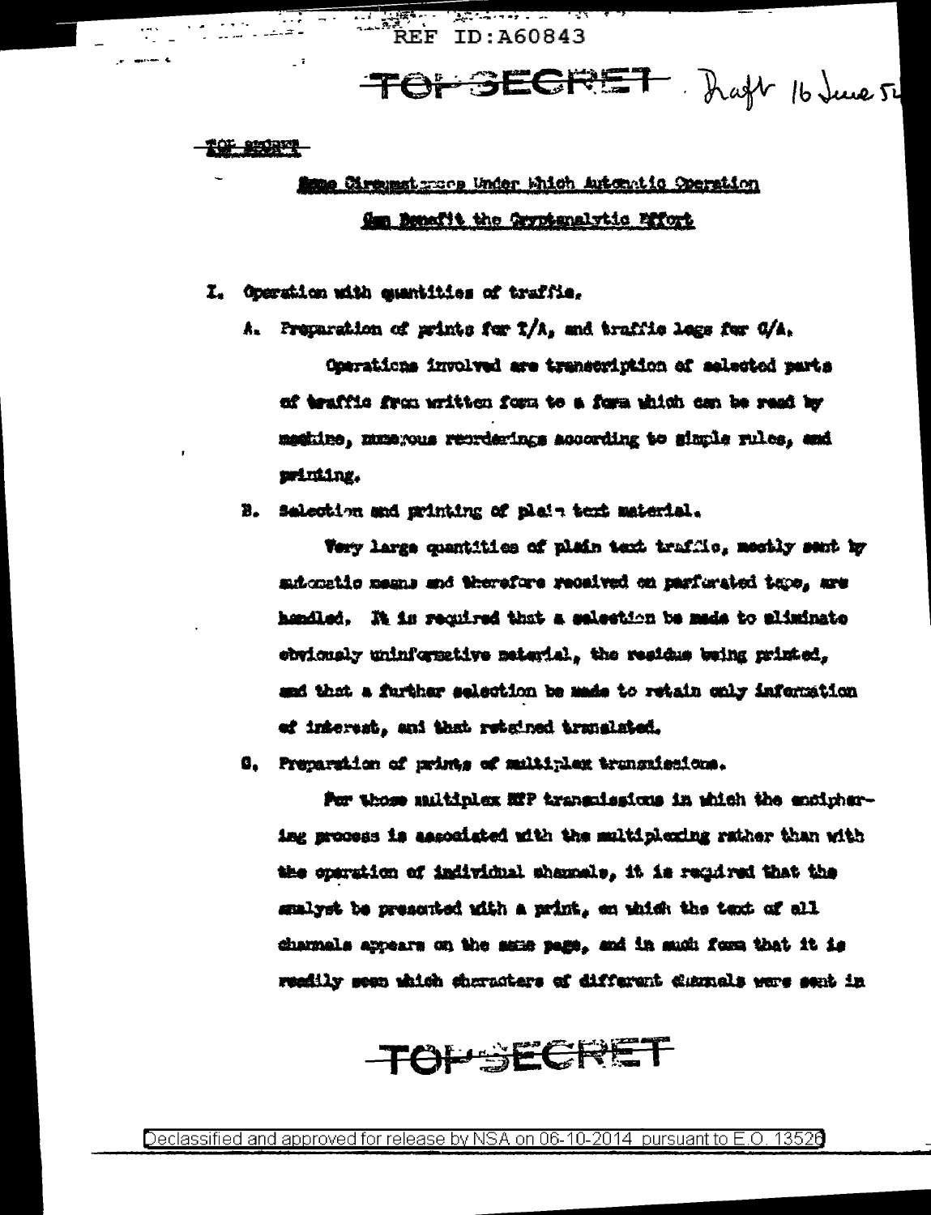TOP SECRET

Draft 16 June 52

## Some Circumstances Under Which Automatic Operation Can Benefit the Cryptanalytic Effort

I. Operation with quantities of traffic.

A. Preparation of prints for T/A, and traffic logs for C/A.

Operations involved are transcription of selected parts of traffic from written form to a form which can be read by machine, numerous reorderings according to simple rules, and printing.

B. Selection and printing of plain text material.

Very large quantities of plain text traffic, mostly sent by automatic means and therefore received on perforated tape, are handled. It is required that a selection be made to eliminate obviously uninformative material, the residue being printed, and that a further selection be made to retain only information of interest, and that retained translated.

C. Preparation of prints of multiplex transmissions.

For those multiplex NTP transmissions in which the enciphering process is associated with the multiplexing rather than with the operation of individual channels, it is required that the analyst be presented with a print, on which the text of all channels appears on the same page, and in such form that it is readily seen which characters of different channels were sent in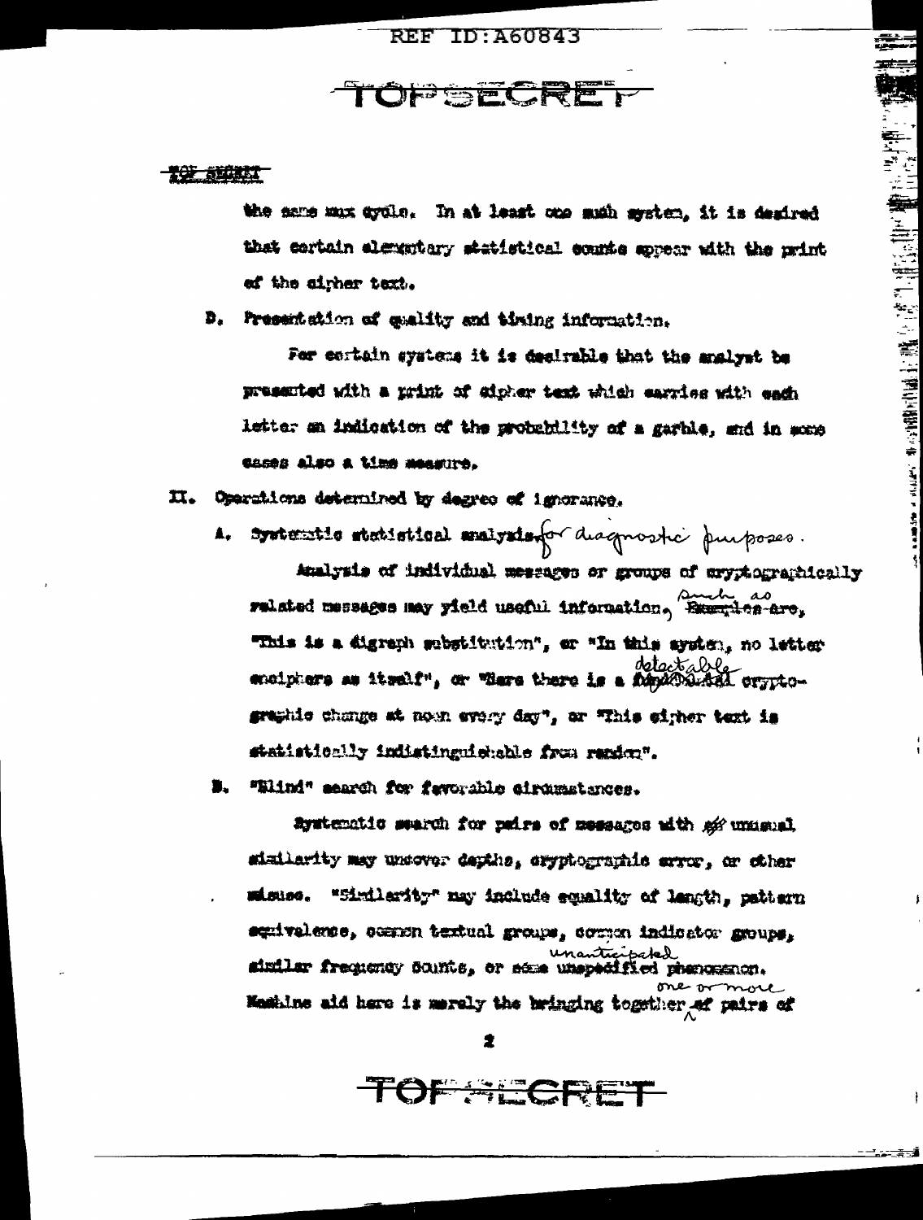the same max cycle. In at least one such system, it is desired that certain elementary statistical counts appear with the print of the cipher text.

D. Presentation of quality and timing information.

For certain systems it is desirable that the analyst be presented with a print of cipher text which carries with each letter an indication of the probability of a garble, and in some cases also a time measure.

II. Operations determined by degree of ignorance.

A. Systematic statistical analysis for diagnostic purposes.

Analysis of individual messages or groups of cryptographically related messages may yield useful information, such as "This is a digraph substitution", or "In this system, no letter enciphers as itself", or "Here there is a detectable cryptographic change at noon every day", or "This cipher text is statistically indistinguishable from random".

B. "Blind" search for favorable circumstances.

Systematic search for pairs of messages with unusual similarity may uncover depths, cryptographic error, or other misuse. "Similarity" may include equality of length, pattern equivalence, common textual groups, common indicator groups, similar frequency counts, or some unanticipated phenomenon. Machine aid here is merely the bringing together of one or more pairs of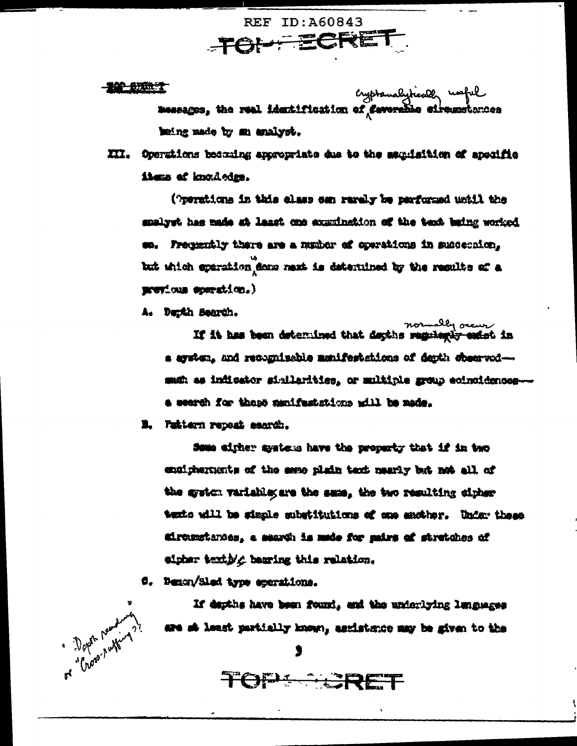messages, the real identification of cryptanalytically useful circumstances being made by an analyst.

III. Operations becoming appropriate due to the acquisition of specific items of knowledge.

(Operations in this class can rarely be performed until the analyst has made at least one examination of the text being worked on. Frequently there are a number of operations in succession, but which operation is done next is determined by the results of a previous operation.)

A. Depth Search.

If it has been determined that depths normally occur in a system, and recognizable manifestations of depth observed—such as indicator similarities, or multiple group coincidences—a search for these manifestations will be made.

B. Pattern repeat search.

Some cipher systems have the property that if in two encipherments of the same plain text nearly but not all of the system variables are the same, the two resulting cipher texts will be simple substitutions of one another. Under these circumstances, a search is made for pairs of stretches of cipher text bearing this relation.

C. Demon/Sled type operations.

If depths have been found, and the underlying languages are at least partially known, assistance may be given to the

"Depth reading" or "Cross-ruffing"?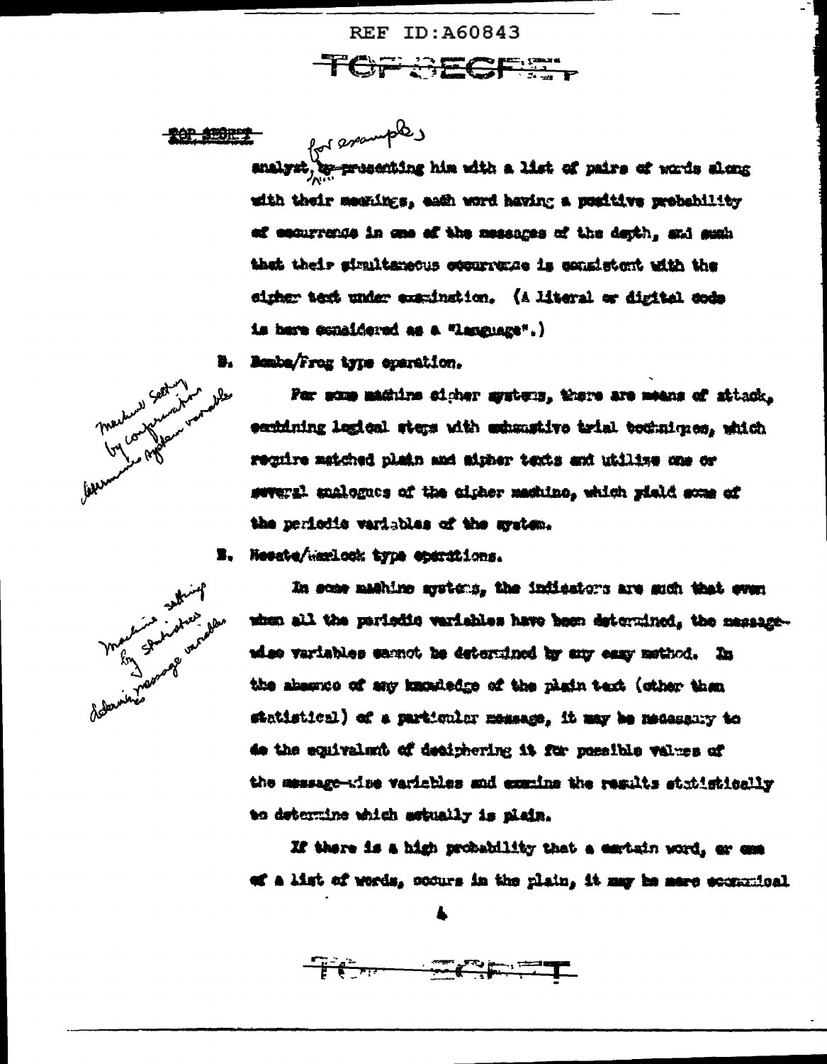analyst, for example, by presenting him with a list of pairs of words along with their meanings, each word having a positive probability of occurrence in one of the messages of the depth, and such that their simultaneous occurrence is consistent with the cipher text under examination. (A literal or digital code is here considered as a "language".)

D. Bombe/Frog type operation.

*Machine setting by comparison determines system variable*

For some machine cipher systems, there are means of attack, combining logical steps with exhaustive trial techniques, which require matched plain and cipher texts and utilize one or several analogues of the cipher machine, which yield some of the periodic variables of the system.

E. Hesate/Warlock type operations.

*Machine setting by statistics determines message variables*

In some machine systems, the indicators are such that even when all the periodic variables have been determined, the message-wise variables cannot be determined by any easy method. In the absence of any knowledge of the plain text (other than statistical) of a particular message, it may be necessary to do the equivalent of deciphering it for possible values of the message-wise variables and examine the results statistically to determine which actually is plain.

If there is a high probability that a certain word, or one of a list of words, occurs in the plain, it may be more economical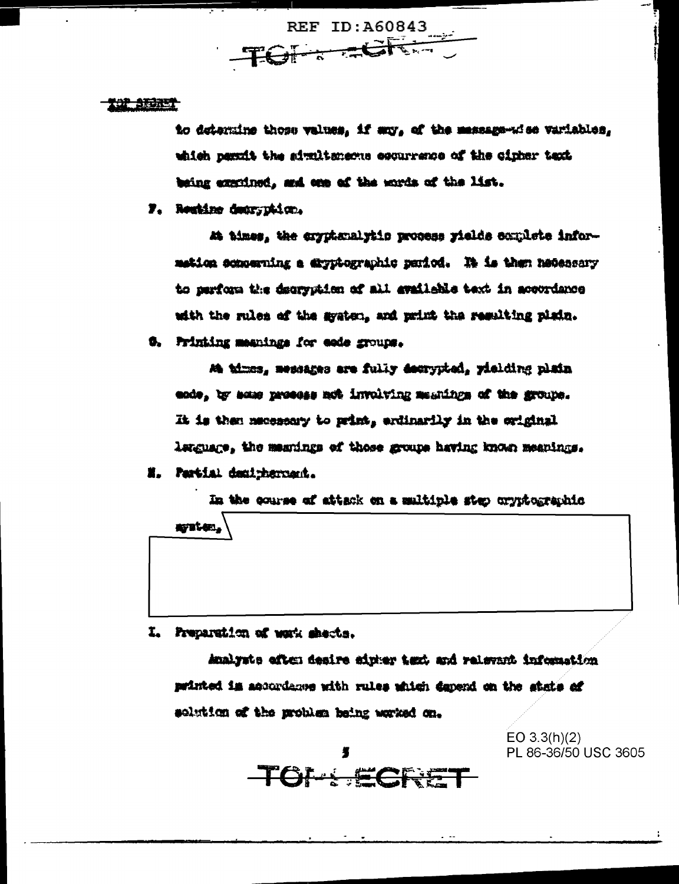to determine those values, if any, of the message-wise variables, which permit the simultaneous occurrence of the cipher text being examined, and one of the words of the list.

F. Routine decryption.

At times, the cryptanalytic process yields complete information concerning a cryptographic period. It is then necessary to perform the decryption of all available text in accordance with the rules of the system, and print the resulting plain.

G. Printing meanings for code groups.

At times, messages are fully decrypted, yielding plain code, by some process not involving meanings of the groups. It is then necessary to print, ordinarily in the original language, the meanings of those groups having known meanings.

H. Partial decipherment.

In the course of attack on a multiple step cryptographic system,

I. Preparation of work sheets.

Analysts often desire cipher text and relevant information printed in accordance with rules which depend on the state of solution of the problem being worked on.

EO 3.3(h)(2)
PL 86-36/50 USC 3605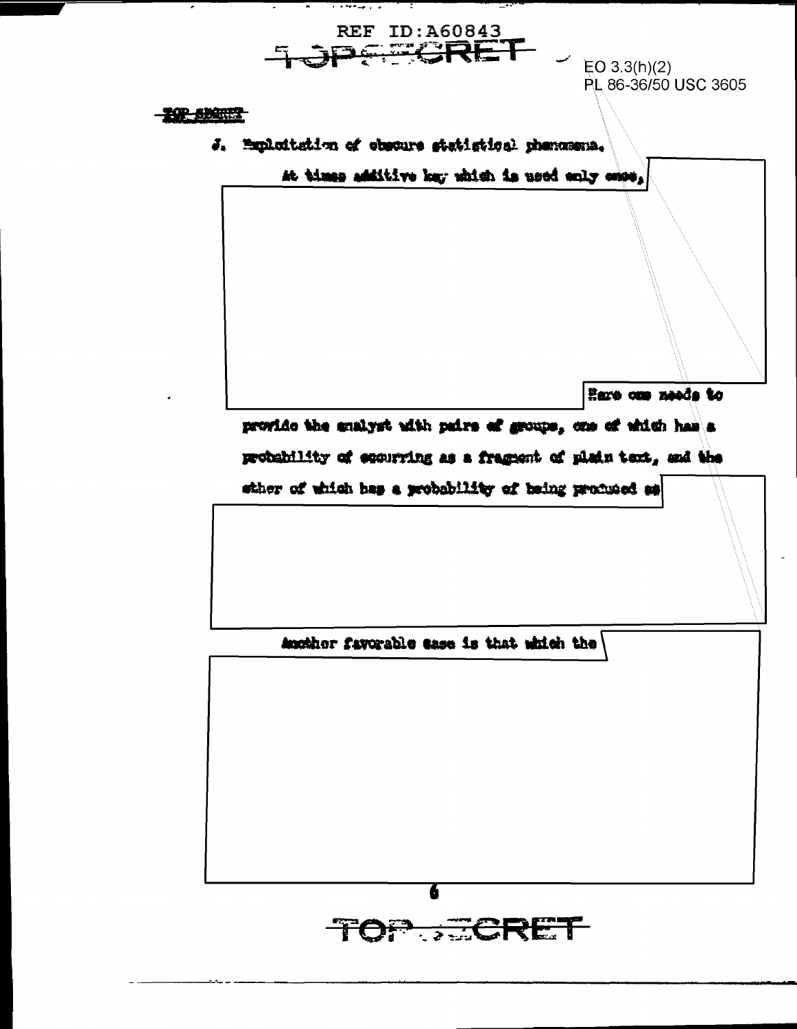TOP SECRET

EO 3.3(h)(2)
PL 86-36/50 USC 3605

TOP SECRET

J. Exploitation of obscure statistical phenomena.

At times additive key which is used only once,

Here one needs to provide the analyst with pairs of groups, one of which has a probability of occurring as a fragment of plain text, and the other of which has a probability of being produced as

Another favorable case is that which the

TOP SECRET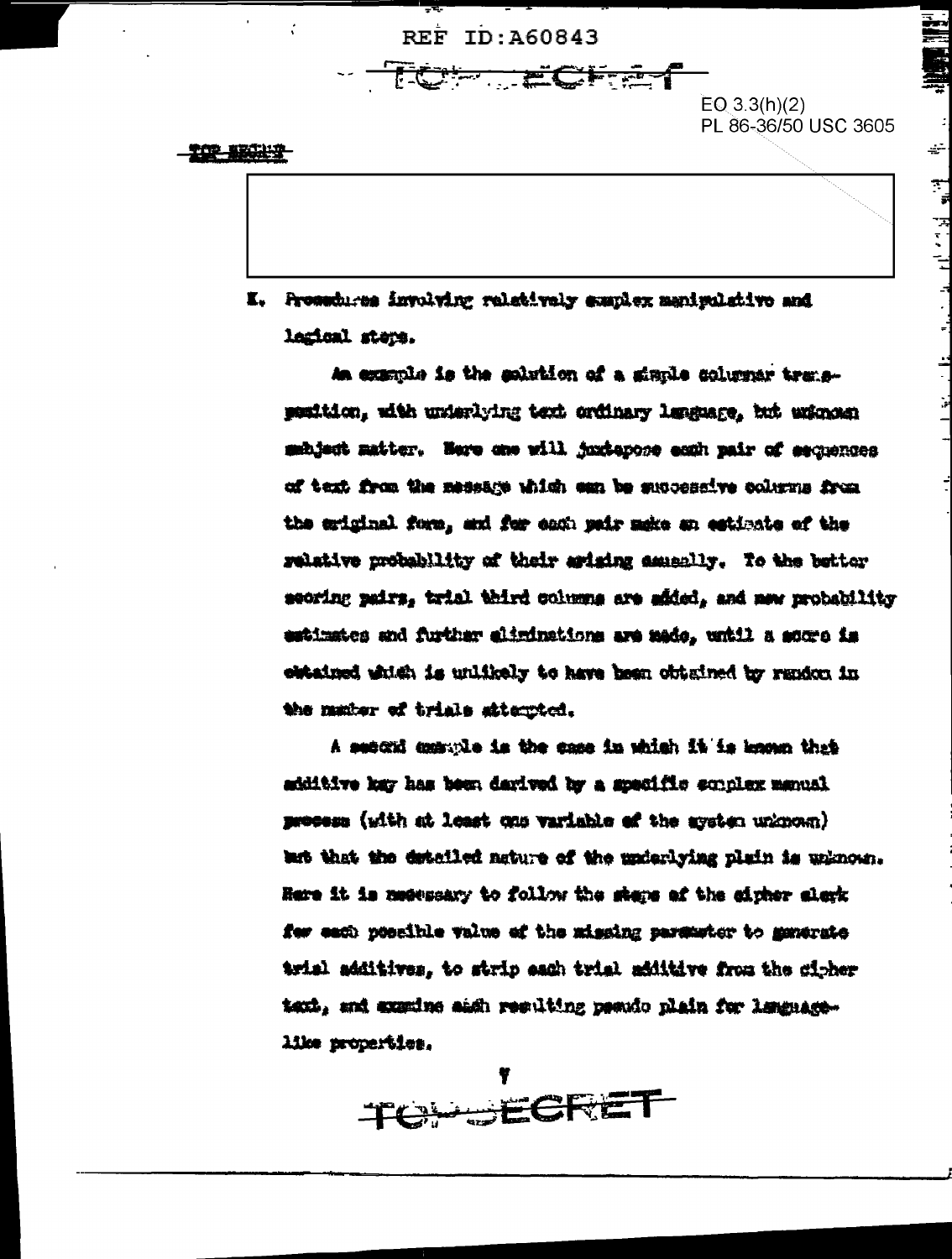EO 3.3(h)(2)
PL 86-36/50 USC 3605

K. Procedures involving relatively complex manipulative and logical steps.

An example is the solution of a simple columnar transposition, with underlying text ordinary language, but unknown subject matter. Here one will juxtapose each pair of sequences of text from the message which can be successive columns from the original form, and for each pair make an estimate of the relative probability of their arising causally. To the better scoring pairs, trial third columns are added, and new probability estimates and further eliminations are made, until a score is obtained which is unlikely to have been obtained by random in the number of trials attempted.

A second example is the case in which it is known that additive key has been derived by a specific complex manual process (with at least one variable of the system unknown) but that the detailed nature of the underlying plain is unknown. Here it is necessary to follow the steps of the cipher clerk for each possible value of the missing parameter to generate trial additives, to strip each trial additive from the cipher text, and examine each resulting pseudo plain for language-like properties.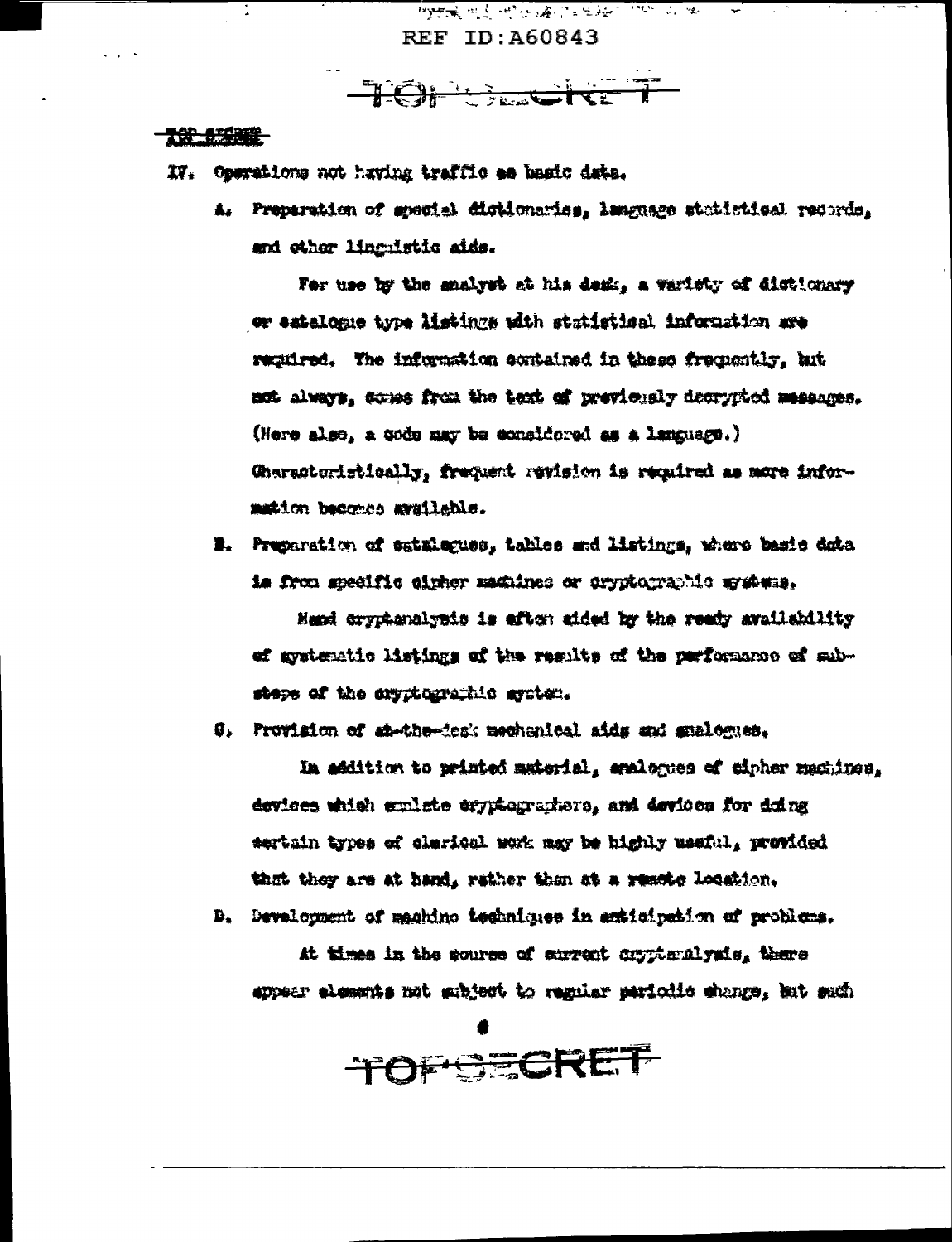IV. Operations not having traffic as basic data.

A. Preparation of special dictionaries, language statistical records, and other linguistic aids.

For use by the analyst at his desk, a variety of dictionary or catalogue type listings with statistical information are required. The information contained in these frequently, but not always, comes from the text of previously decrypted messages. (Here also, a code may be considered as a language.) Characteristically, frequent revision is required as more information becomes available.

B. Preparation of catalogues, tables and listings, where basic data is from specific cipher machines or cryptographic systems.

Hand cryptanalysis is often aided by the ready availability of systematic listings of the results of the performance of sub-steps of the cryptographic system.

C. Provision of at-the-desk mechanical aids and analogues.

In addition to printed material, analogues of cipher machines, devices which emulate cryptographers, and devices for doing certain types of clerical work may be highly useful, provided that they are at hand, rather than at a remote location.

D. Development of machine techniques in anticipation of problems.

At times in the course of current cryptanalysis, there appear elements not subject to regular periodic change, but such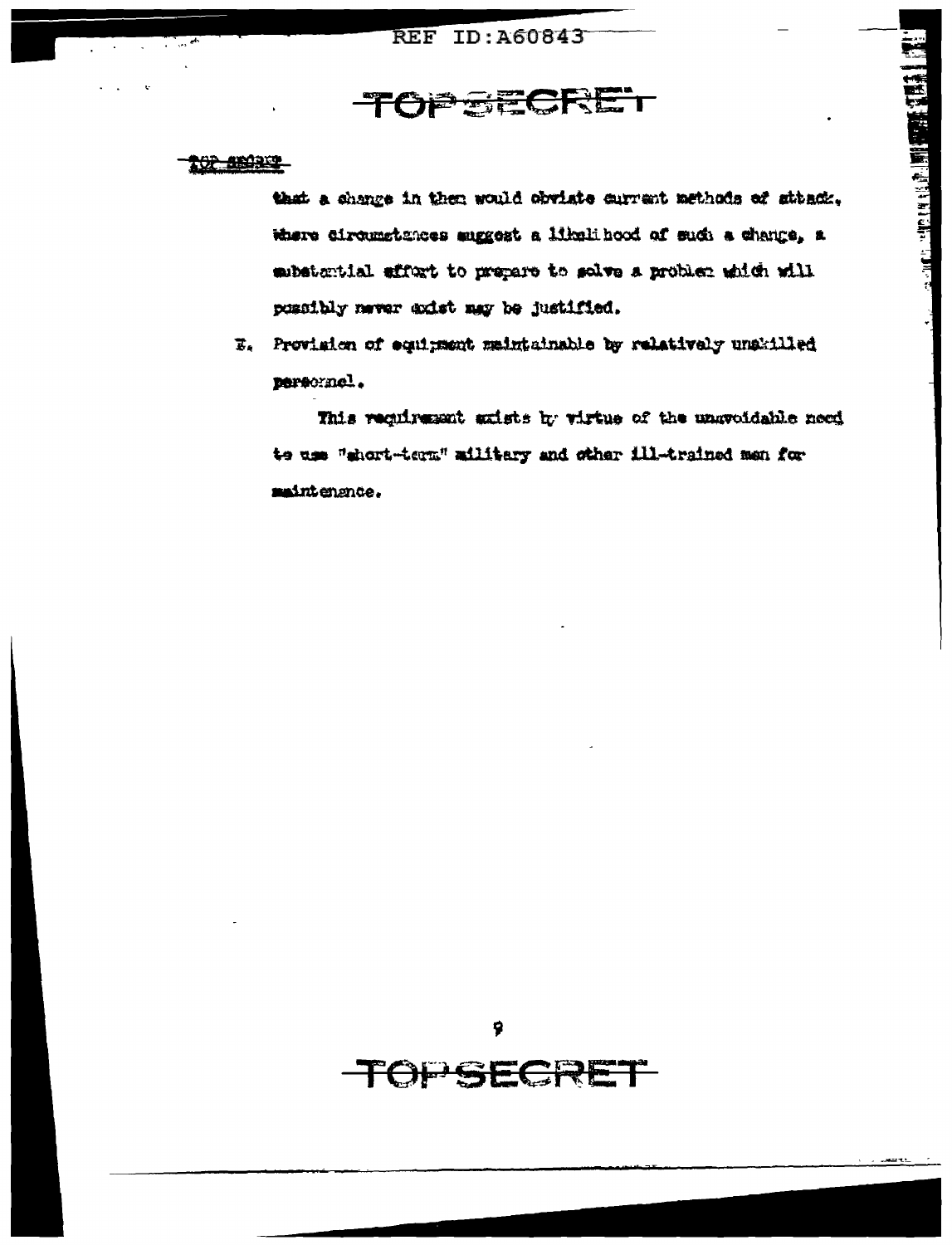that a change in them would obviate current methods of attack. Where circumstances suggest a likelihood of such a change, a substantial effort to prepare to solve a problem which will possibly never exist may be justified.

E. Provision of equipment maintainable by relatively unskilled personnel.

This requirement exists by virtue of the unavoidable need to use "short-term" military and other ill-trained men for maintenance.